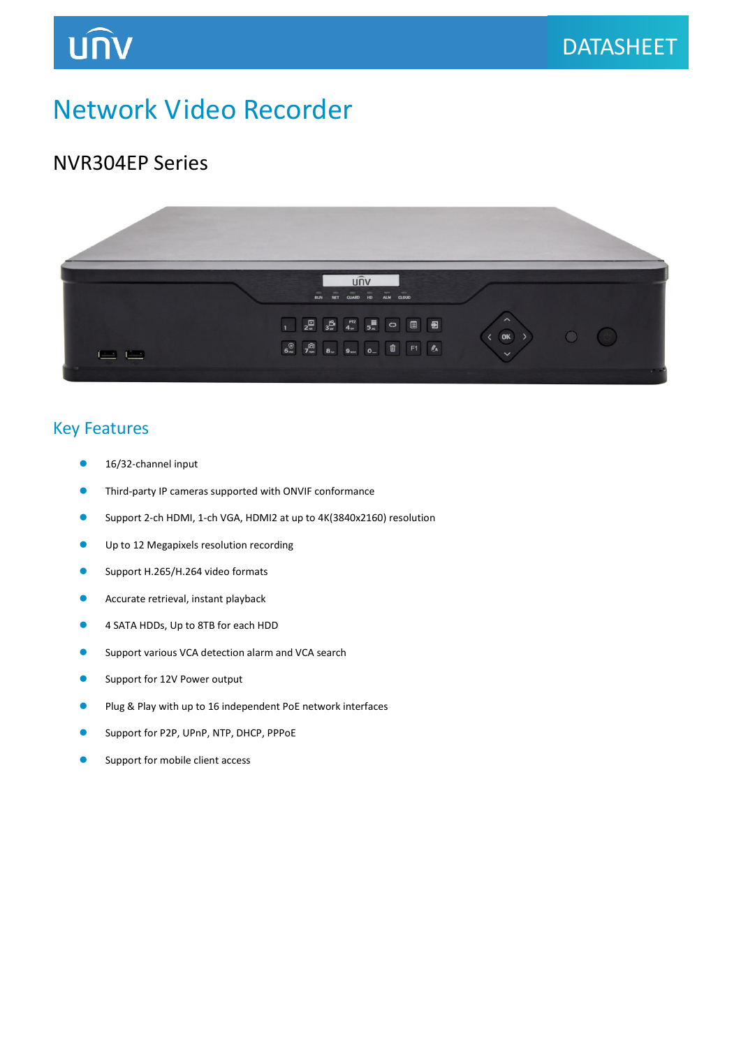DATASHEET

# Network Video Recorder

## NVR304EP Series

### Key Features

- 16/32-channel input
- Third-party IP cameras supported with ONVIF conformance
- Support 2-ch HDMI, 1-ch VGA, HDMI2 at up to 4K(3840x2160) resolution
- Up to 12 Megapixels resolution recording
- Support H.265/H.264 video formats
- Accurate retrieval, instant playback
- 4 SATA HDDs, Up to 8TB for each HDD
- Support various VCA detection alarm and VCA search
- Support for 12V Power output
- Plug & Play with up to 16 independent PoE network interfaces
- Support for P2P, UPnP, NTP, DHCP, PPPoE
- Support for mobile client access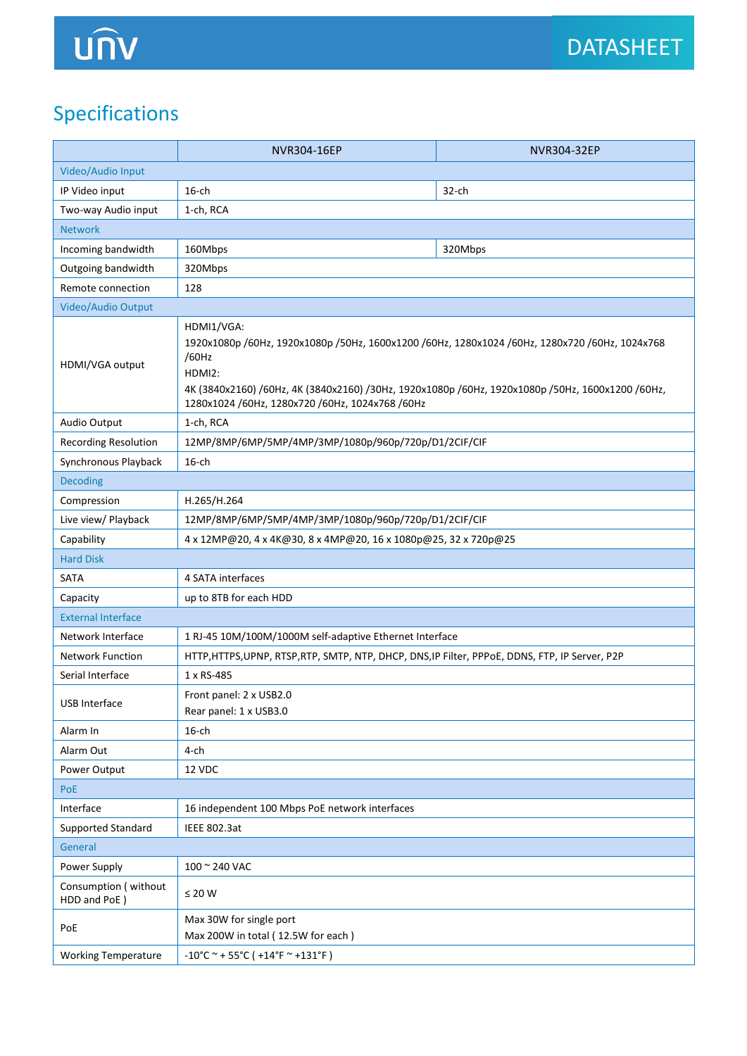## Specifications

| | NVR304-16EP | NVR304-32EP |
|---|---|---|
| **Video/Audio Input** | | |
| IP Video input | 16-ch | 32-ch |
| Two-way Audio input | 1-ch, RCA | |
| **Network** | | |
| Incoming bandwidth | 160Mbps | 320Mbps |
| Outgoing bandwidth | 320Mbps | |
| Remote connection | 128 | |
| **Video/Audio Output** | | |
| HDMI/VGA output | HDMI1/VGA:<br>1920x1080p /60Hz, 1920x1080p /50Hz, 1600x1200 /60Hz, 1280x1024 /60Hz, 1280x720 /60Hz, 1024x768 /60Hz<br>HDMI2:<br>4K (3840x2160) /60Hz, 4K (3840x2160) /30Hz, 1920x1080p /60Hz, 1920x1080p /50Hz, 1600x1200 /60Hz, 1280x1024 /60Hz, 1280x720 /60Hz, 1024x768 /60Hz | |
| Audio Output | 1-ch, RCA | |
| Recording Resolution | 12MP/8MP/6MP/5MP/4MP/3MP/1080p/960p/720p/D1/2CIF/CIF | |
| Synchronous Playback | 16-ch | |
| **Decoding** | | |
| Compression | H.265/H.264 | |
| Live view/ Playback | 12MP/8MP/6MP/5MP/4MP/3MP/1080p/960p/720p/D1/2CIF/CIF | |
| Capability | 4 x 12MP@20, 4 x 4K@30, 8 x 4MP@20, 16 x 1080p@25, 32 x 720p@25 | |
| **Hard Disk** | | |
| SATA | 4 SATA interfaces | |
| Capacity | up to 8TB for each HDD | |
| **External Interface** | | |
| Network Interface | 1 RJ-45 10M/100M/1000M self-adaptive Ethernet Interface | |
| Network Function | HTTP,HTTPS,UPNP, RTSP,RTP, SMTP, NTP, DHCP, DNS,IP Filter, PPPoE, DDNS, FTP, IP Server, P2P | |
| Serial Interface | 1 x RS-485 | |
| USB Interface | Front panel: 2 x USB2.0<br>Rear panel: 1 x USB3.0 | |
| Alarm In | 16-ch | |
| Alarm Out | 4-ch | |
| Power Output | 12 VDC | |
| **PoE** | | |
| Interface | 16 independent 100 Mbps PoE network interfaces | |
| Supported Standard | IEEE 802.3at | |
| **General** | | |
| Power Supply | 100 ~ 240 VAC | |
| Consumption ( without HDD and PoE ) | ≤ 20 W | |
| PoE | Max 30W for single port<br>Max 200W in total ( 12.5W for each ) | |
| Working Temperature | -10°C ~ + 55°C ( +14°F ~ +131°F ) | |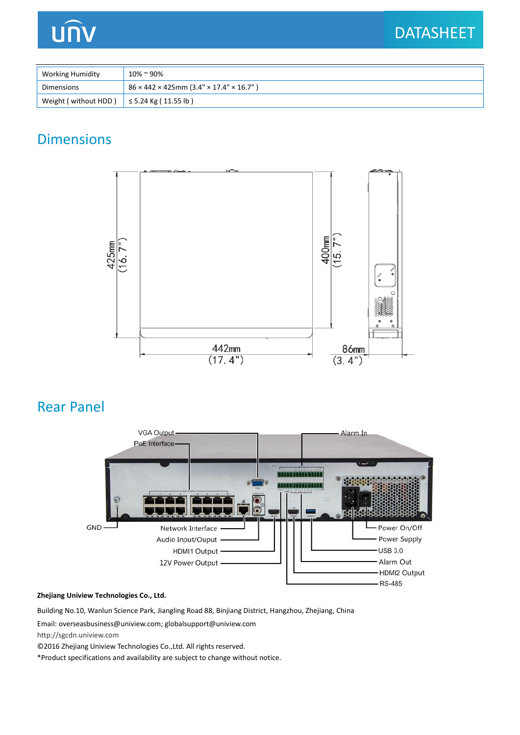| | |
|---|---|
| Working Humidity | 10% ~ 90% |
| Dimensions | 86 × 442 × 425mm (3.4" × 17.4" × 16.7" ) |
| Weight ( without HDD ) | ≤ 5.24 Kg ( 11.55 lb ) |

## Dimensions

425mm
(16.7")

400mm
(15.7")

442mm
(17.4")

86mm
(3.4")

## Rear Panel

VGA Output

PoE Interface

Alarm In

GND

Network Interface

Audio Input/Ouput

HDMI1 Output

12V Power Output

Power On/Off

Power Supply

USB 3.0

Alarm Out

HDMI2 Output

RS-485

**Zhejiang Uniview Technologies Co., Ltd.**

Building No.10, Wanlun Science Park, Jiangling Road 88, Binjiang District, Hangzhou, Zhejiang, China

Email: overseasbusiness@uniview.com; globalsupport@uniview.com

http://sgcdn.uniview.com

©2016 Zhejiang Uniview Technologies Co.,Ltd. All rights reserved.

*Product specifications and availability are subject to change without notice.